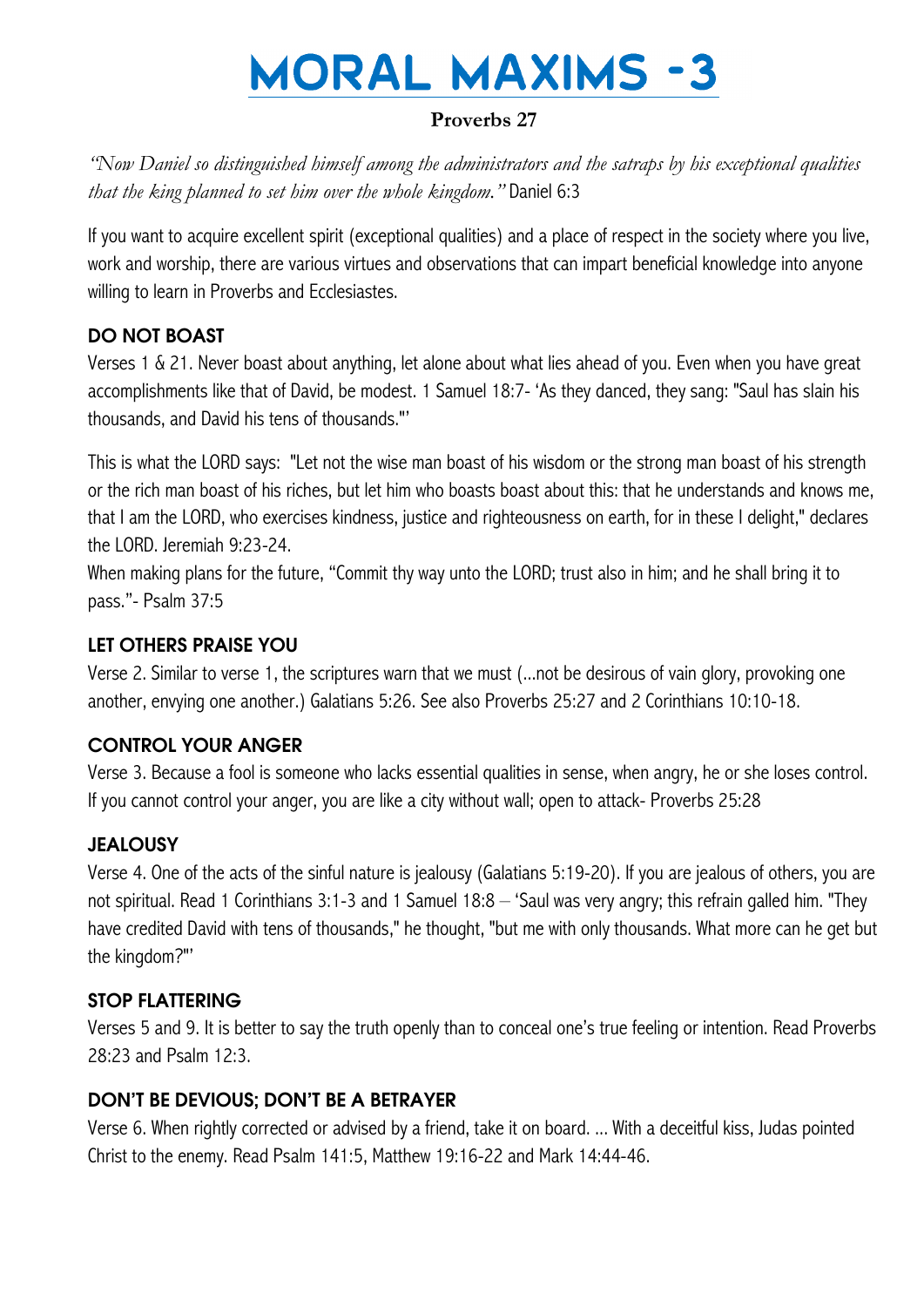# MORAL MAXIMS -3

**Proverbs 27**

*"Now Daniel so distinguished himself among the administrators and the satraps by his exceptional qualities that the king planned to set him over the whole kingdom."* Daniel 6:3

If you want to acquire excellent spirit (exceptional qualities) and a place of respect in the society where you live, work and worship, there are various virtues and observations that can impart beneficial knowledge into anyone willing to learn in Proverbs and Ecclesiastes.

## DO NOT BOAST

Verses 1 & 21. Never boast about anything, let alone about what lies ahead of you. Even when you have great accomplishments like that of David, be modest. 1 Samuel 18:7- 'As they danced, they sang: "Saul has slain his thousands, and David his tens of thousands."'

This is what the LORD says: "Let not the wise man boast of his wisdom or the strong man boast of his strength or the rich man boast of his riches, but let him who boasts boast about this: that he understands and knows me, that I am the LORD, who exercises kindness, justice and righteousness on earth, for in these I delight," declares the LORD. Jeremiah 9:23-24.

When making plans for the future, "Commit thy way unto the LORD; trust also in him; and he shall bring it to pass."- Psalm 37:5

## LET OTHERS PRAISE YOU

Verse 2. Similar to verse 1, the scriptures warn that we must (...not be desirous of vain glory, provoking one another, envying one another.) Galatians 5:26. See also Proverbs 25:27 and 2 Corinthians 10:10-18.

## CONTROL YOUR ANGER

Verse 3. Because a fool is someone who lacks essential qualities in sense, when angry, he or she loses control. If you cannot control your anger, you are like a city without wall; open to attack- Proverbs 25:28

## JEALOUSY

Verse 4. One of the acts of the sinful nature is jealousy (Galatians 5:19-20). If you are jealous of others, you are not spiritual. Read 1 Corinthians 3:1-3 and 1 Samuel 18:8 – 'Saul was very angry; this refrain galled him. "They have credited David with tens of thousands," he thought, "but me with only thousands. What more can he get but the kingdom?"'

## STOP FLATTERING

Verses 5 and 9. It is better to say the truth openly than to conceal one's true feeling or intention. Read Proverbs 28:23 and Psalm 12:3.

## DON'T BE DEVIOUS; DON'T BE A BETRAYER

Verse 6. When rightly corrected or advised by a friend, take it on board. ... With a deceitful kiss, Judas pointed Christ to the enemy. Read Psalm 141:5, Matthew 19:16-22 and Mark 14:44-46.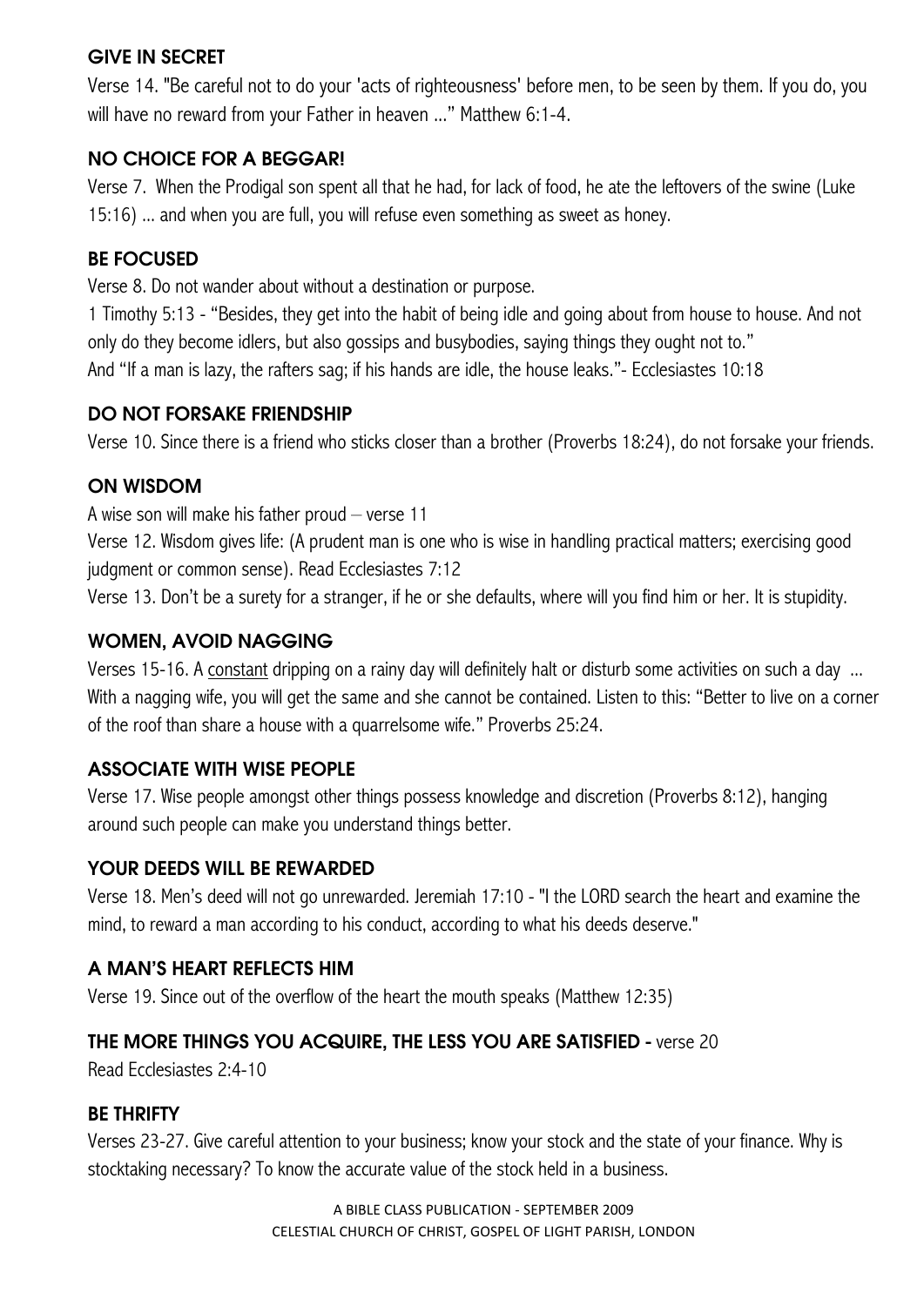### GIVE IN SECRET

Verse 14. "Be careful not to do your 'acts of righteousness' before men, to be seen by them. If you do, you will have no reward from your Father in heaven ..." Matthew 6:1-4.

### NO CHOICE FOR A BEGGAR!

Verse 7. When the Prodigal son spent all that he had, for lack of food, he ate the leftovers of the swine (Luke 15:16) ... and when you are full, you will refuse even something as sweet as honey.

### BE FOCUSED

Verse 8. Do not wander about without a destination or purpose.

1 Timothy 5:13 - "Besides, they get into the habit of being idle and going about from house to house. And not only do they become idlers, but also gossips and busybodies, saying things they ought not to."

And "If a man is lazy, the rafters sag; if his hands are idle, the house leaks."- Ecclesiastes 10:18

### DO NOT FORSAKE FRIENDSHIP

Verse 10. Since there is a friend who sticks closer than a brother (Proverbs 18:24), do not forsake your friends.

### ON WISDOM

A wise son will make his father proud – verse 11

Verse 12. Wisdom gives life: (A prudent man is one who is wise in handling practical matters; exercising good judgment or common sense). Read Ecclesiastes 7:12

Verse 13. Don't be a surety for a stranger, if he or she defaults, where will you find him or her. It is stupidity.

### WOMEN, AVOID NAGGING

Verses 15-16. A <u>constant</u> dripping on a rainy day will definitely halt or disturb some activities on such a day ... With a nagging wife, you will get the same and she cannot be contained. Listen to this: "Better to live on a corner of the roof than share a house with a quarrelsome wife." Proverbs 25:24.

### ASSOCIATE WITH WISE PEOPLE

Verse 17. Wise people amongst other things possess knowledge and discretion (Proverbs 8:12), hanging around such people can make you understand things better.

### YOUR DEEDS WILL BE REWARDED

Verse 18. Men's deed will not go unrewarded. Jeremiah 17:10 - "I the LORD search the heart and examine the mind, to reward a man according to his conduct, according to what his deeds deserve."

### A MAN'S HEART REFLECTS HIM

Verse 19. Since out of the overflow of the heart the mouth speaks (Matthew 12:35)

### THE MORE THINGS YOU ACQUIRE, THE LESS YOU ARE SATISFIED - verse 20

Read Ecclesiastes 2:4-10

### BE THRIFTY

Verses 23-27. Give careful attention to your business; know your stock and the state of your finance. Why is stocktaking necessary? To know the accurate value of the stock held in a business.

A BIBLE CLASS PUBLICATION - SEPTEMBER 2009
CELESTIAL CHURCH OF CHRIST, GOSPEL OF LIGHT PARISH, LONDON